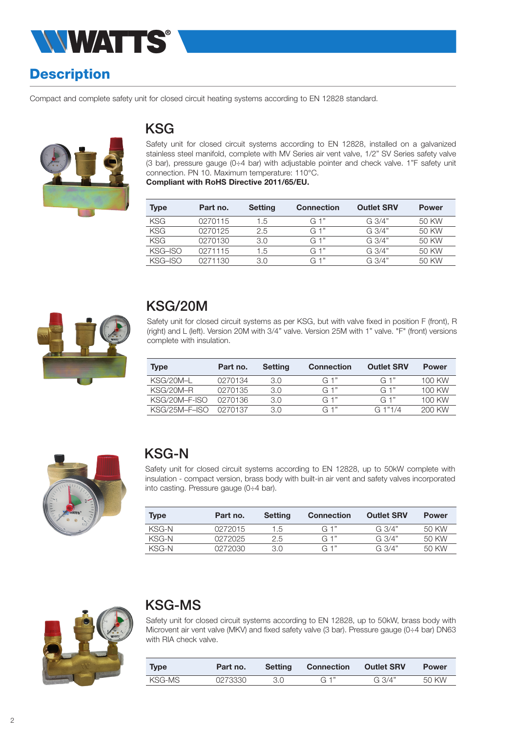# Description

Compact and complete safety unit for closed circuit heating systems according to EN 12828 standard.

## KSG

Safety unit for closed circuit systems according to EN 12828, installed on a galvanized stainless steel manifold, complete with MV Series air vent valve, 1/2" SV Series safety valve (3 bar), pressure gauge (0÷4 bar) with adjustable pointer and check valve. 1"F safety unit connection. PN 10. Maximum temperature: 110°C.
**Compliant with RoHS Directive 2011/65/EU.**

| Type | Part no. | Setting | Connection | Outlet SRV | Power |
|---|---|---|---|---|---|
| KSG | 0270115 | 1.5 | G 1" | G 3/4" | 50 KW |
| KSG | 0270125 | 2.5 | G 1" | G 3/4" | 50 KW |
| KSG | 0270130 | 3.0 | G 1" | G 3/4" | 50 KW |
| KSG–ISO | 0271115 | 1.5 | G 1" | G 3/4" | 50 KW |
| KSG–ISO | 0271130 | 3.0 | G 1" | G 3/4" | 50 KW |

## KSG/20M

Safety unit for closed circuit systems as per KSG, but with valve fixed in position F (front), R (right) and L (left). Version 20M with 3/4" valve. Version 25M with 1" valve. "F" (front) versions complete with insulation.

| Type | Part no. | Setting | Connection | Outlet SRV | Power |
|---|---|---|---|---|---|
| KSG/20M–L | 0270134 | 3.0 | G 1" | G 1" | 100 KW |
| KSG/20M–R | 0270135 | 3.0 | G 1" | G 1" | 100 KW |
| KSG/20M–F-ISO | 0270136 | 3.0 | G 1" | G 1" | 100 KW |
| KSG/25M–F–ISO | 0270137 | 3.0 | G 1" | G 1"1/4 | 200 KW |

## KSG-N

Safety unit for closed circuit systems according to EN 12828, up to 50kW complete with insulation - compact version, brass body with built-in air vent and safety valves incorporated into casting. Pressure gauge (0÷4 bar).

| Type | Part no. | Setting | Connection | Outlet SRV | Power |
|---|---|---|---|---|---|
| KSG-N | 0272015 | 1.5 | G 1" | G 3/4" | 50 KW |
| KSG-N | 0272025 | 2.5 | G 1" | G 3/4" | 50 KW |
| KSG-N | 0272030 | 3.0 | G 1" | G 3/4" | 50 KW |

## KSG-MS

Safety unit for closed circuit systems according to EN 12828, up to 50kW, brass body with Microvent air vent valve (MKV) and fixed safety valve (3 bar). Pressure gauge (0÷4 bar) DN63 with RIA check valve.

| Type | Part no. | Setting | Connection | Outlet SRV | Power |
|---|---|---|---|---|---|
| KSG-MS | 0273330 | 3.0 | G 1" | G 3/4" | 50 KW |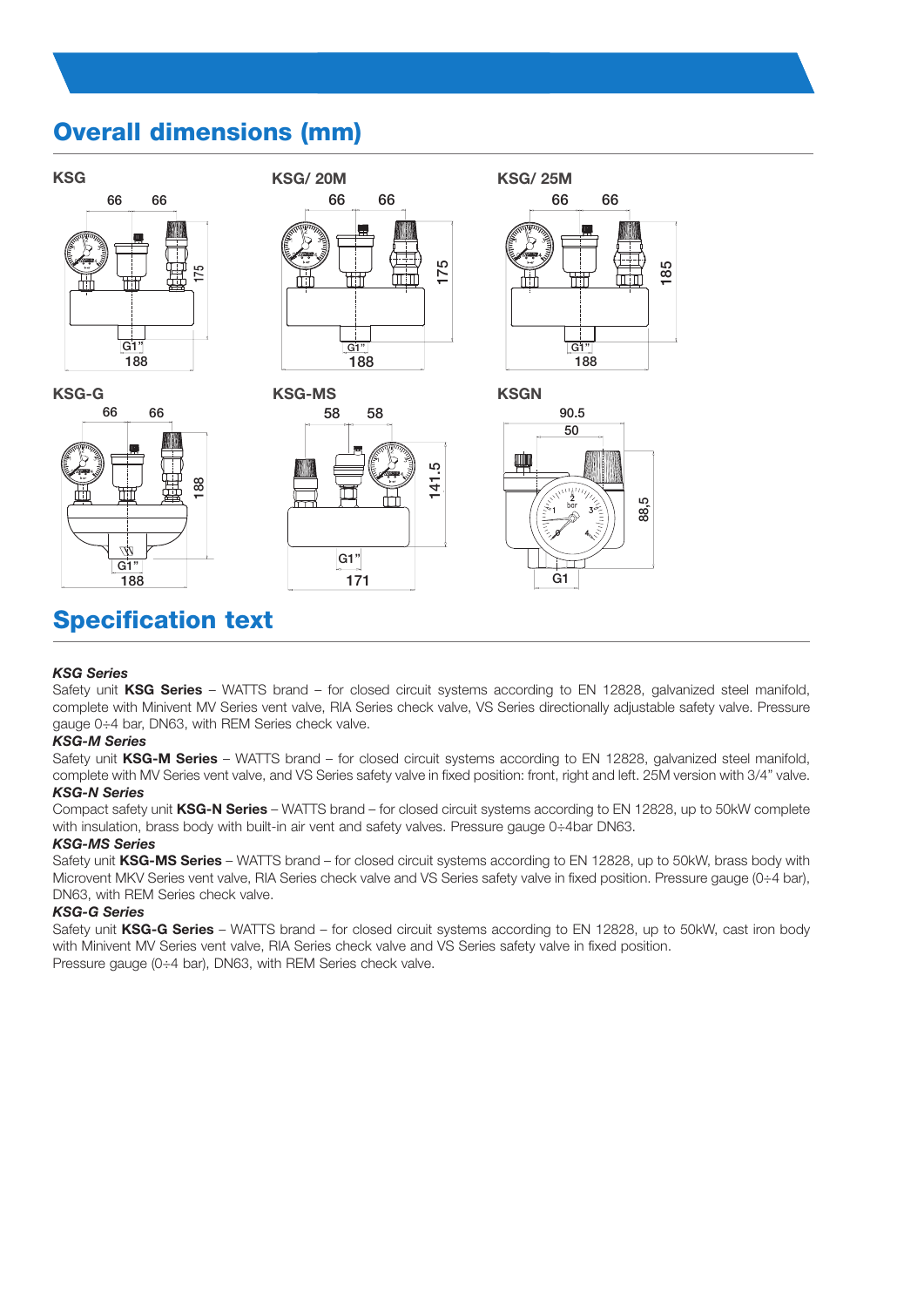## Overall dimensions (mm)

KSG

66 66

175

G1"

188

KSG/ 20M

66 66

175

G1"

188

KSG/ 25M

66 66

185

G1"

188

KSG-G

66 66

188

G1"

188

KSG-MS

58 58

141.5

G1"

171

KSGN

90.5

50

88,5

G1

## Specification text

***KSG Series***

Safety unit **KSG Series** – WATTS brand – for closed circuit systems according to EN 12828, galvanized steel manifold, complete with Minivent MV Series vent valve, RIA Series check valve, VS Series directionally adjustable safety valve. Pressure gauge 0÷4 bar, DN63, with REM Series check valve.

***KSG-M Series***

Safety unit **KSG-M Series** – WATTS brand – for closed circuit systems according to EN 12828, galvanized steel manifold, complete with MV Series vent valve, and VS Series safety valve in fixed position: front, right and left. 25M version with 3/4" valve.

***KSG-N Series***

Compact safety unit **KSG-N Series** – WATTS brand – for closed circuit systems according to EN 12828, up to 50kW complete with insulation, brass body with built-in air vent and safety valves. Pressure gauge 0÷4bar DN63.

***KSG-MS Series***

Safety unit **KSG-MS Series** – WATTS brand – for closed circuit systems according to EN 12828, up to 50kW, brass body with Microvent MKV Series vent valve, RIA Series check valve and VS Series safety valve in fixed position. Pressure gauge (0÷4 bar), DN63, with REM Series check valve.

***KSG-G Series***

Safety unit **KSG-G Series** – WATTS brand – for closed circuit systems according to EN 12828, up to 50kW, cast iron body with Minivent MV Series vent valve, RIA Series check valve and VS Series safety valve in fixed position.
Pressure gauge (0÷4 bar), DN63, with REM Series check valve.